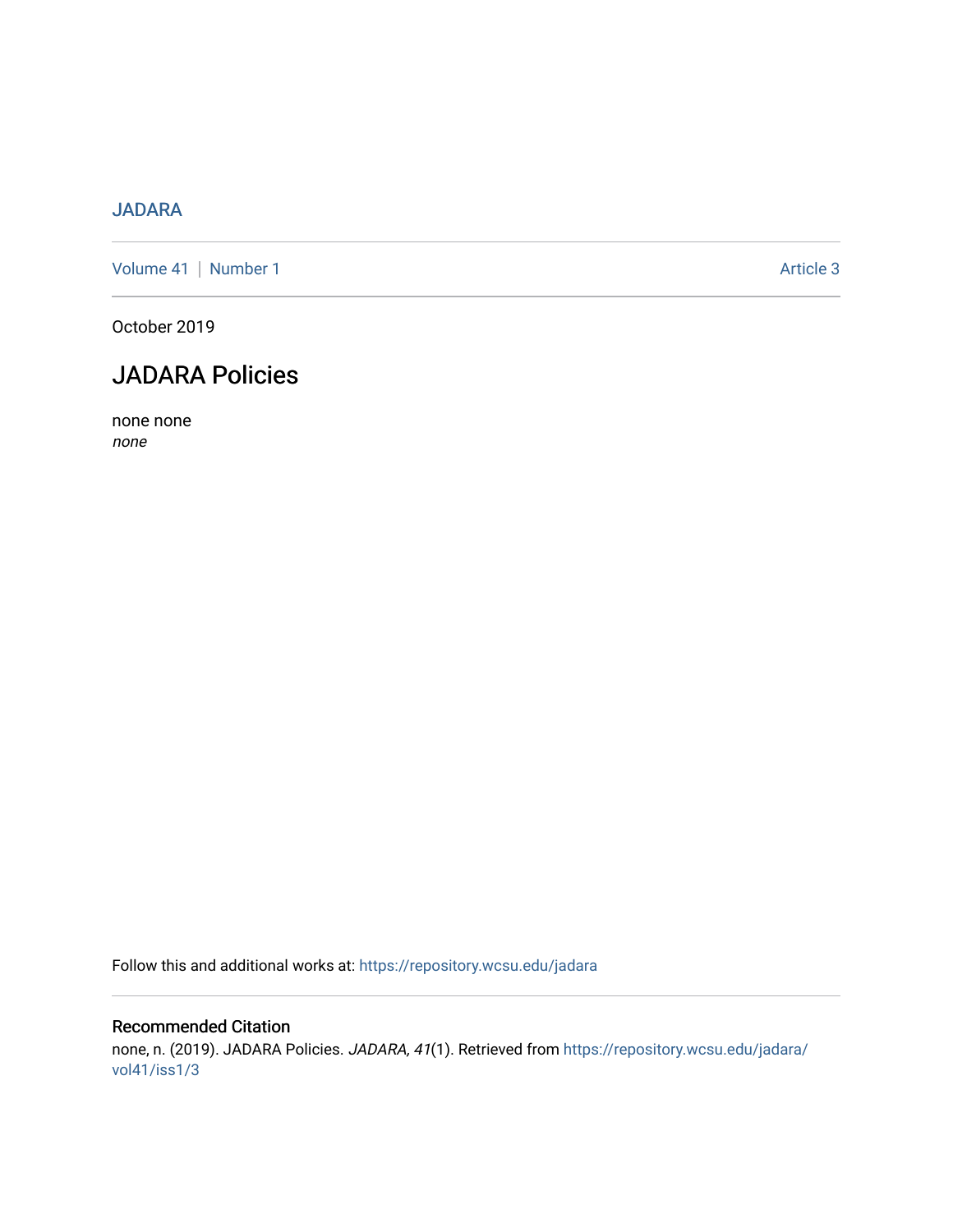JADARA

Volume 41 | Number 1 Article 3

October 2019

# JADARA Policies

none none
*none*

Follow this and additional works at: https://repository.wcsu.edu/jadara

## Recommended Citation

none, n. (2019). JADARA Policies. *JADARA, 41*(1). Retrieved from https://repository.wcsu.edu/jadara/vol41/iss1/3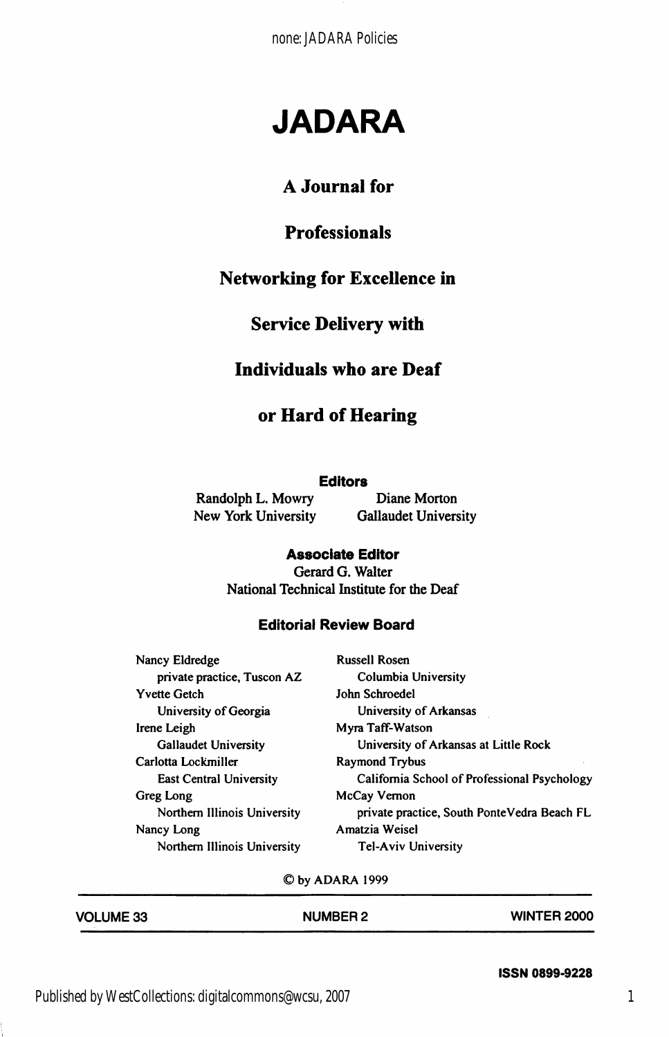# JADARA

## A Journal for

## Professionals

## Networking for Excellence in

## Service Delivery with

## Individuals who are Deaf

## or Hard of Hearing

**Editors**

Randolph L. Mowry
New York University

Diane Morton
Gallaudet University

**Associate Editor**

Gerard G. Walter
National Technical Institute for the Deaf

**Editorial Review Board**

Nancy Eldredge
private practice, Tuscon AZ

Yvette Getch
University of Georgia

Irene Leigh
Gallaudet University

Carlotta Lockmiller
East Central University

Greg Long
Northern Illinois University

Nancy Long
Northern Illinois University

Russell Rosen
Columbia University

John Schroedel
University of Arkansas

Myra Taff-Watson
University of Arkansas at Little Rock

Raymond Trybus
California School of Professional Psychology

McCay Vernon
private practice, South PonteVedra Beach FL

Amatzia Weisel
Tel-Aviv University

© by ADARA 1999

**VOLUME 33** **NUMBER 2** **WINTER 2000**

**ISSN 0899-9228**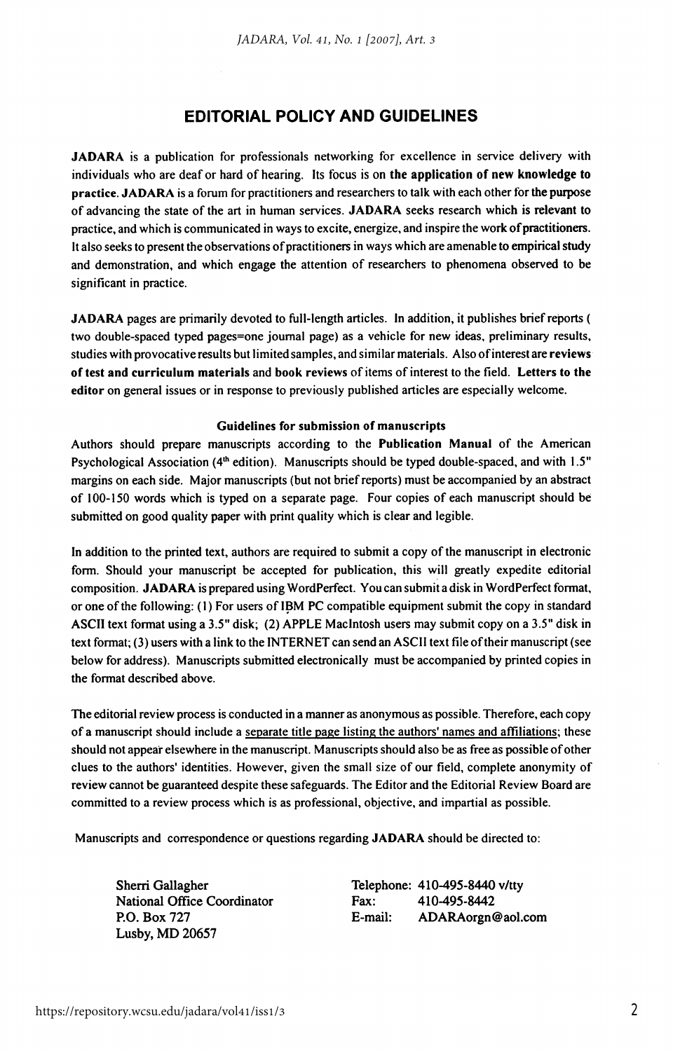## EDITORIAL POLICY AND GUIDELINES

**JADARA** is a publication for professionals networking for excellence in service delivery with individuals who are deaf or hard of hearing. Its focus is on **the application of new knowledge to practice. JADARA** is a forum for practitioners and researchers to talk with each other for **the purpose** of advancing the state of the art in human services. **JADARA** seeks research which **is relevant** to practice, and which is communicated in ways to excite, energize, and inspire the work **of practitioners**. It also seeks to present the observations of practitioners in ways which are amenable to **empirical** study and demonstration, and which engage the attention of researchers to phenomena observed to be significant in practice.

**JADARA** pages are primarily devoted to full-length articles. In addition, it publishes brief reports ( two double-spaced typed pages=one journal page) as a vehicle for new ideas, preliminary results, studies with provocative results but limited samples, and similar materials. Also of interest are **reviews of test and curriculum materials** and **book reviews** of items of interest to the field. **Letters to the editor** on general issues or in response to previously published articles are especially welcome.

### Guidelines for submission of manuscripts

Authors should prepare manuscripts according to the **Publication Manual** of the American Psychological Association (4th edition). Manuscripts should be typed double-spaced, and with 1.5" margins on each side. Major manuscripts (but not brief reports) must be accompanied by an abstract of 100-150 words which is typed on a separate page. Four copies of each manuscript should be submitted on good quality paper with print quality which is clear and legible.

In addition to the printed text, authors are required to submit a copy of the manuscript in electronic form. Should your manuscript be accepted for publication, this will greatly expedite editorial composition. **JADARA** is prepared using WordPerfect. You can submit a disk in WordPerfect format, or one of the following: (1) For users of IBM PC compatible equipment submit the copy in standard ASCII text format using a 3.5" disk; (2) APPLE MacIntosh users may submit copy on a 3.5" disk in text format; (3) users with a link to the INTERNET can send an ASCII text file of their manuscript (see below for address). Manuscripts submitted electronically must be accompanied by printed copies in the format described above.

The editorial review process is conducted in a manner as anonymous as possible. Therefore, each copy of a manuscript should include a separate title page listing the authors' names and affiliations; these should not appear elsewhere in the manuscript. Manuscripts should also be as free as possible of other clues to the authors' identities. However, given the small size of our field, complete anonymity of review cannot be guaranteed despite these safeguards. The Editor and the Editorial Review Board are committed to a review process which is as professional, objective, and impartial as possible.

Manuscripts and correspondence or questions regarding **JADARA** should be directed to:

Sherri Gallagher
National Office Coordinator
P.O. Box 727
Lusby, MD 20657

Telephone: 410-495-8440 v/tty
Fax: 410-495-8442
E-mail: ADARAorgn@aol.com